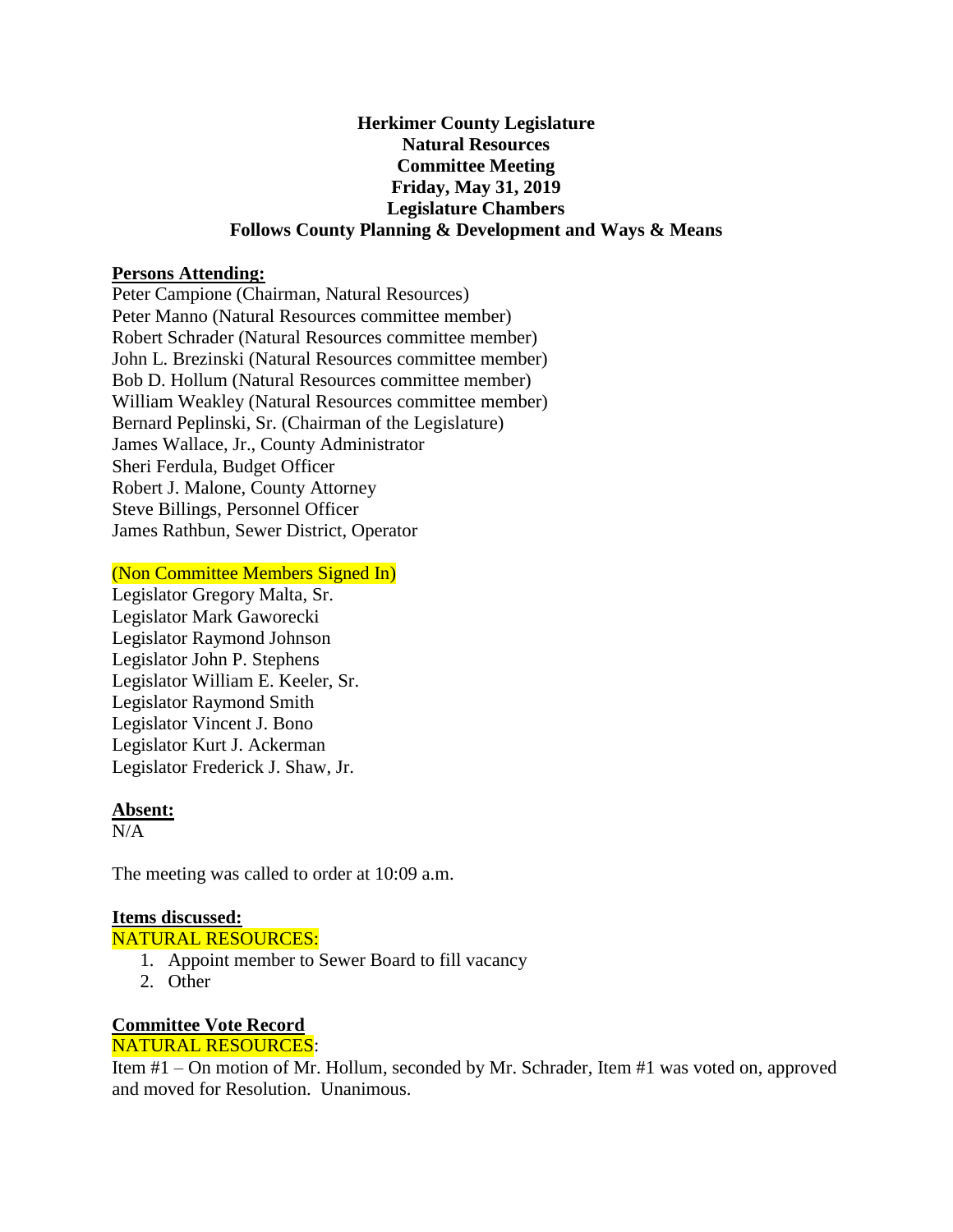# Herkimer County Legislature
## Natural Resources
## Committee Meeting
## Friday, May 31, 2019
## Legislature Chambers
## Follows County Planning & Development and Ways & Means

**Persons Attending:**

Peter Campione (Chairman, Natural Resources)
Peter Manno (Natural Resources committee member)
Robert Schrader (Natural Resources committee member)
John L. Brezinski (Natural Resources committee member)
Bob D. Hollum (Natural Resources committee member)
William Weakley (Natural Resources committee member)
Bernard Peplinski, Sr. (Chairman of the Legislature)
James Wallace, Jr., County Administrator
Sheri Ferdula, Budget Officer
Robert J. Malone, County Attorney
Steve Billings, Personnel Officer
James Rathbun, Sewer District, Operator

(Non Committee Members Signed In)
Legislator Gregory Malta, Sr.
Legislator Mark Gaworecki
Legislator Raymond Johnson
Legislator John P. Stephens
Legislator William E. Keeler, Sr.
Legislator Raymond Smith
Legislator Vincent J. Bono
Legislator Kurt J. Ackerman
Legislator Frederick J. Shaw, Jr.

**Absent:**
N/A

The meeting was called to order at 10:09 a.m.

**Items discussed:**
NATURAL RESOURCES:

1. Appoint member to Sewer Board to fill vacancy
2. Other

**Committee Vote Record**
NATURAL RESOURCES:
Item #1 – On motion of Mr. Hollum, seconded by Mr. Schrader, Item #1 was voted on, approved and moved for Resolution. Unanimous.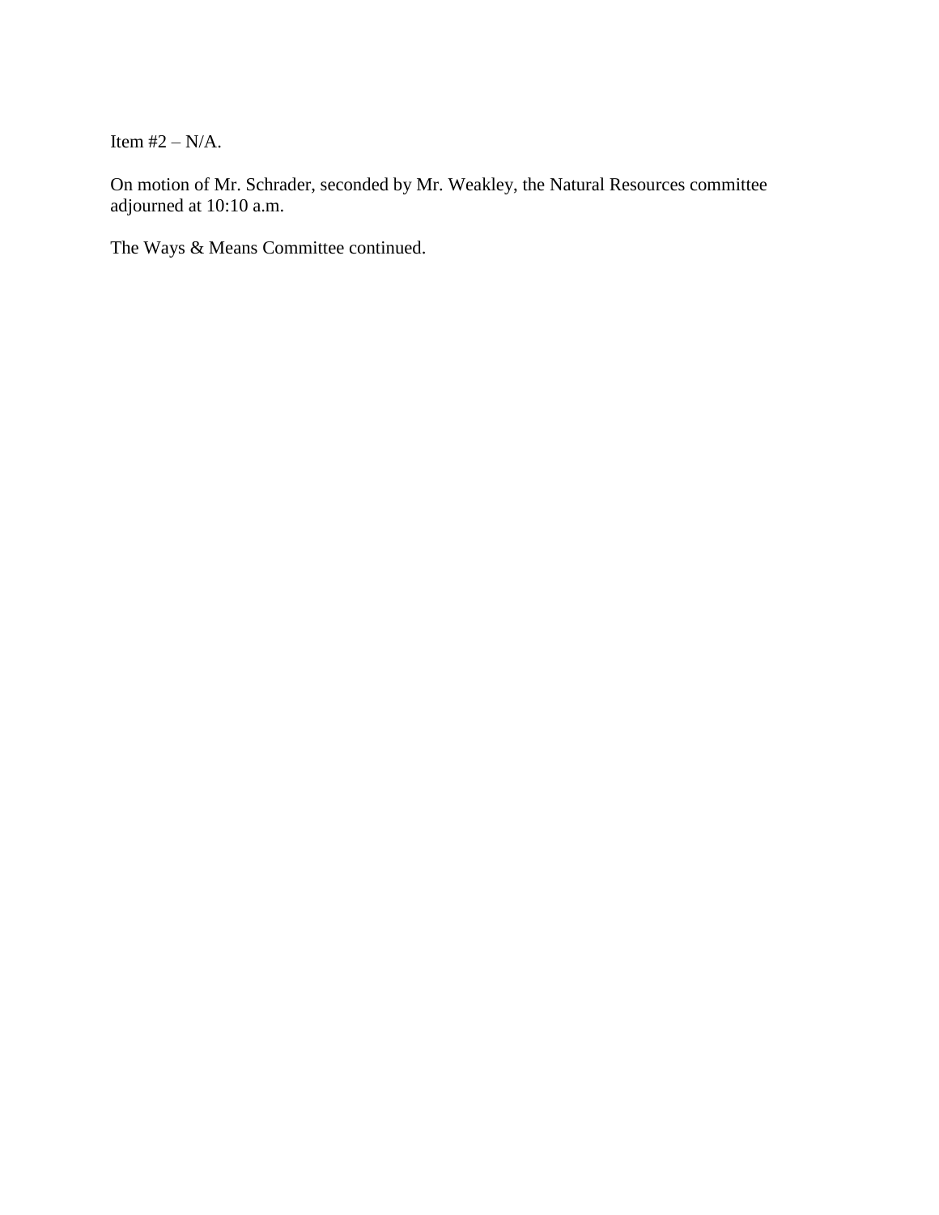Item #2 – N/A.

On motion of Mr. Schrader, seconded by Mr. Weakley, the Natural Resources committee adjourned at 10:10 a.m.

The Ways & Means Committee continued.